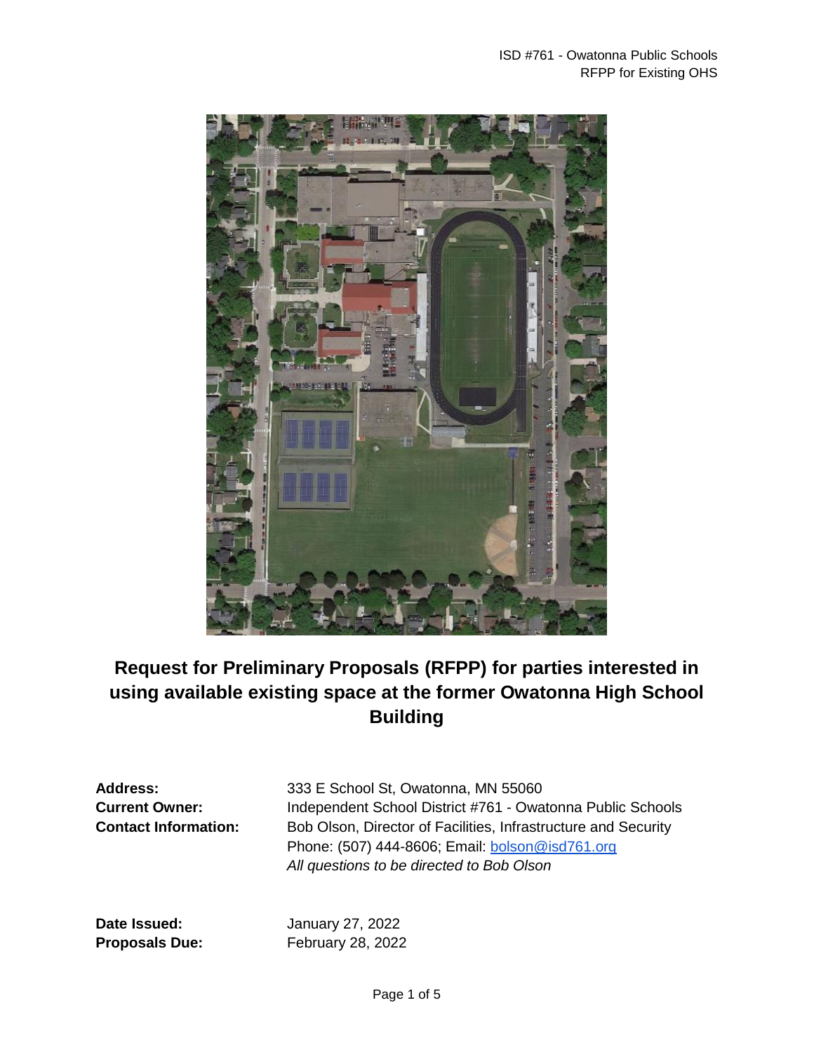# Request for Preliminary Proposals (RFPP) for parties interested in using available existing space at the former Owatonna High School Building

| | |
|---|---|
| **Address:** | 333 E School St, Owatonna, MN 55060 |
| **Current Owner:** | Independent School District #761 - Owatonna Public Schools |
| **Contact Information:** | Bob Olson, Director of Facilities, Infrastructure and Security<br>Phone: (507) 444-8606; Email: bolson@isd761.org<br>*All questions to be directed to Bob Olson* |

| | |
|---|---|
| **Date Issued:** | January 27, 2022 |
| **Proposals Due:** | February 28, 2022 |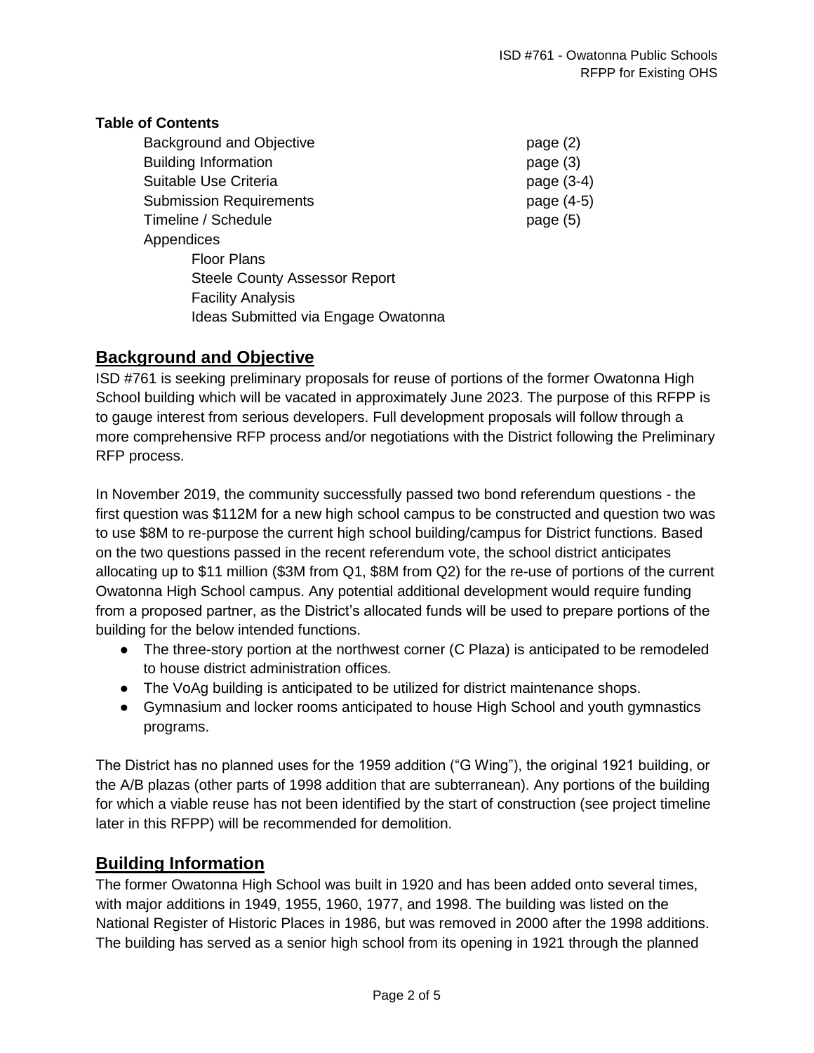**Table of Contents**

| | |
|---|---|
| Background and Objective | page (2) |
| Building Information | page (3) |
| Suitable Use Criteria | page (3-4) |
| Submission Requirements | page (4-5) |
| Timeline / Schedule | page (5) |
| Appendices | |
| Floor Plans | |
| Steele County Assessor Report | |
| Facility Analysis | |
| Ideas Submitted via Engage Owatonna | |

## Background and Objective

ISD #761 is seeking preliminary proposals for reuse of portions of the former Owatonna High School building which will be vacated in approximately June 2023. The purpose of this RFPP is to gauge interest from serious developers. Full development proposals will follow through a more comprehensive RFP process and/or negotiations with the District following the Preliminary RFP process.

In November 2019, the community successfully passed two bond referendum questions - the first question was $112M for a new high school campus to be constructed and question two was to use $8M to re-purpose the current high school building/campus for District functions. Based on the two questions passed in the recent referendum vote, the school district anticipates allocating up to $11 million ($3M from Q1, $8M from Q2) for the re-use of portions of the current Owatonna High School campus. Any potential additional development would require funding from a proposed partner, as the District's allocated funds will be used to prepare portions of the building for the below intended functions.

- The three-story portion at the northwest corner (C Plaza) is anticipated to be remodeled to house district administration offices.
- The VoAg building is anticipated to be utilized for district maintenance shops.
- Gymnasium and locker rooms anticipated to house High School and youth gymnastics programs.

The District has no planned uses for the 1959 addition ("G Wing"), the original 1921 building, or the A/B plazas (other parts of 1998 addition that are subterranean). Any portions of the building for which a viable reuse has not been identified by the start of construction (see project timeline later in this RFPP) will be recommended for demolition.

## Building Information

The former Owatonna High School was built in 1920 and has been added onto several times, with major additions in 1949, 1955, 1960, 1977, and 1998. The building was listed on the National Register of Historic Places in 1986, but was removed in 2000 after the 1998 additions. The building has served as a senior high school from its opening in 1921 through the planned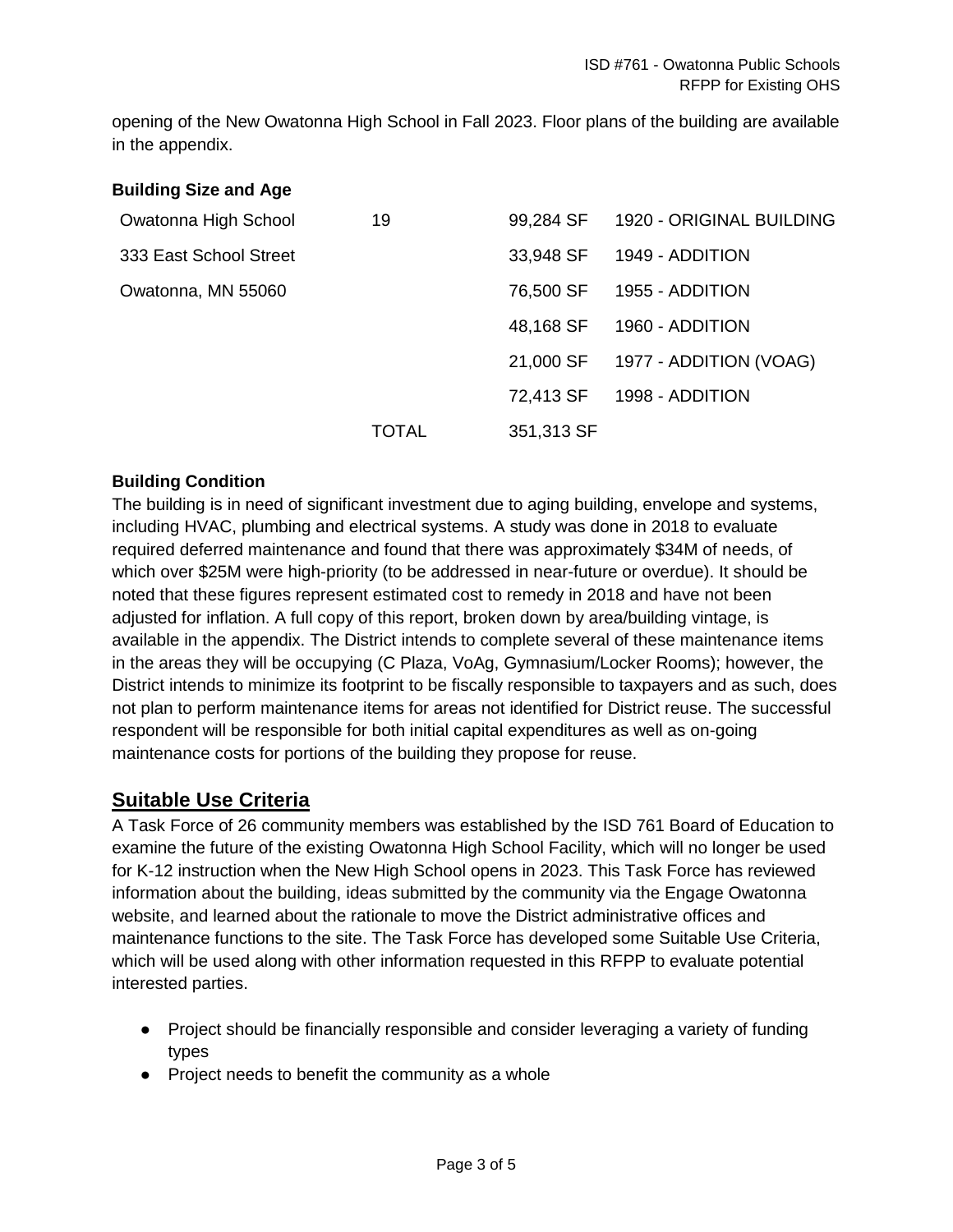opening of the New Owatonna High School in Fall 2023. Floor plans of the building are available in the appendix.

**Building Size and Age**

| | | | |
|---|---|---|---|
| Owatonna High School | 19 | 99,284 SF | 1920 - ORIGINAL BUILDING |
| 333 East School Street | | 33,948 SF | 1949 - ADDITION |
| Owatonna, MN 55060 | | 76,500 SF | 1955 - ADDITION |
| | | 48,168 SF | 1960 - ADDITION |
| | | 21,000 SF | 1977 - ADDITION (VOAG) |
| | | 72,413 SF | 1998 - ADDITION |
| | TOTAL | 351,313 SF | |

**Building Condition**

The building is in need of significant investment due to aging building, envelope and systems, including HVAC, plumbing and electrical systems. A study was done in 2018 to evaluate required deferred maintenance and found that there was approximately $34M of needs, of which over $25M were high-priority (to be addressed in near-future or overdue). It should be noted that these figures represent estimated cost to remedy in 2018 and have not been adjusted for inflation. A full copy of this report, broken down by area/building vintage, is available in the appendix. The District intends to complete several of these maintenance items in the areas they will be occupying (C Plaza, VoAg, Gymnasium/Locker Rooms); however, the District intends to minimize its footprint to be fiscally responsible to taxpayers and as such, does not plan to perform maintenance items for areas not identified for District reuse. The successful respondent will be responsible for both initial capital expenditures as well as on-going maintenance costs for portions of the building they propose for reuse.

## Suitable Use Criteria

A Task Force of 26 community members was established by the ISD 761 Board of Education to examine the future of the existing Owatonna High School Facility, which will no longer be used for K-12 instruction when the New High School opens in 2023. This Task Force has reviewed information about the building, ideas submitted by the community via the Engage Owatonna website, and learned about the rationale to move the District administrative offices and maintenance functions to the site. The Task Force has developed some Suitable Use Criteria, which will be used along with other information requested in this RFPP to evaluate potential interested parties.

- Project should be financially responsible and consider leveraging a variety of funding types
- Project needs to benefit the community as a whole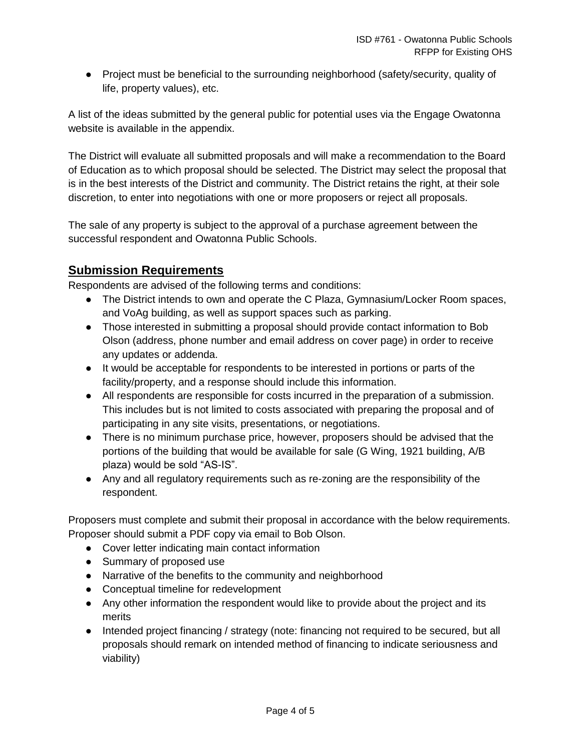- Project must be beneficial to the surrounding neighborhood (safety/security, quality of life, property values), etc.

A list of the ideas submitted by the general public for potential uses via the Engage Owatonna website is available in the appendix.

The District will evaluate all submitted proposals and will make a recommendation to the Board of Education as to which proposal should be selected. The District may select the proposal that is in the best interests of the District and community. The District retains the right, at their sole discretion, to enter into negotiations with one or more proposers or reject all proposals.

The sale of any property is subject to the approval of a purchase agreement between the successful respondent and Owatonna Public Schools.

## Submission Requirements

Respondents are advised of the following terms and conditions:

- The District intends to own and operate the C Plaza, Gymnasium/Locker Room spaces, and VoAg building, as well as support spaces such as parking.
- Those interested in submitting a proposal should provide contact information to Bob Olson (address, phone number and email address on cover page) in order to receive any updates or addenda.
- It would be acceptable for respondents to be interested in portions or parts of the facility/property, and a response should include this information.
- All respondents are responsible for costs incurred in the preparation of a submission. This includes but is not limited to costs associated with preparing the proposal and of participating in any site visits, presentations, or negotiations.
- There is no minimum purchase price, however, proposers should be advised that the portions of the building that would be available for sale (G Wing, 1921 building, A/B plaza) would be sold "AS-IS".
- Any and all regulatory requirements such as re-zoning are the responsibility of the respondent.

Proposers must complete and submit their proposal in accordance with the below requirements. Proposer should submit a PDF copy via email to Bob Olson.

- Cover letter indicating main contact information
- Summary of proposed use
- Narrative of the benefits to the community and neighborhood
- Conceptual timeline for redevelopment
- Any other information the respondent would like to provide about the project and its merits
- Intended project financing / strategy (note: financing not required to be secured, but all proposals should remark on intended method of financing to indicate seriousness and viability)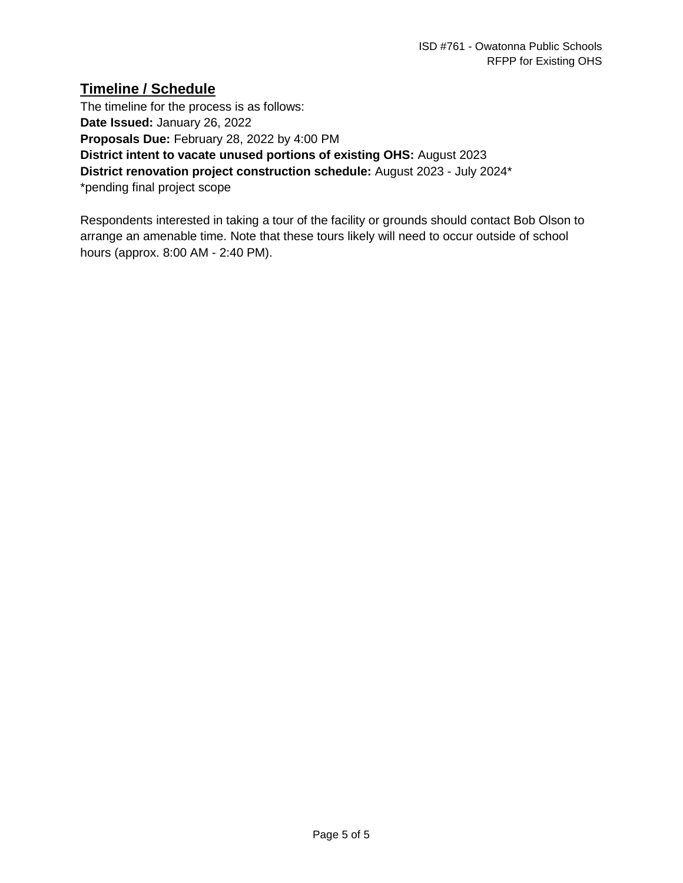## **Timeline / Schedule**

The timeline for the process is as follows:
**Date Issued:** January 26, 2022
**Proposals Due:** February 28, 2022 by 4:00 PM
**District intent to vacate unused portions of existing OHS:** August 2023
**District renovation project construction schedule:** August 2023 - July 2024*
*pending final project scope

Respondents interested in taking a tour of the facility or grounds should contact Bob Olson to arrange an amenable time. Note that these tours likely will need to occur outside of school hours (approx. 8:00 AM - 2:40 PM).